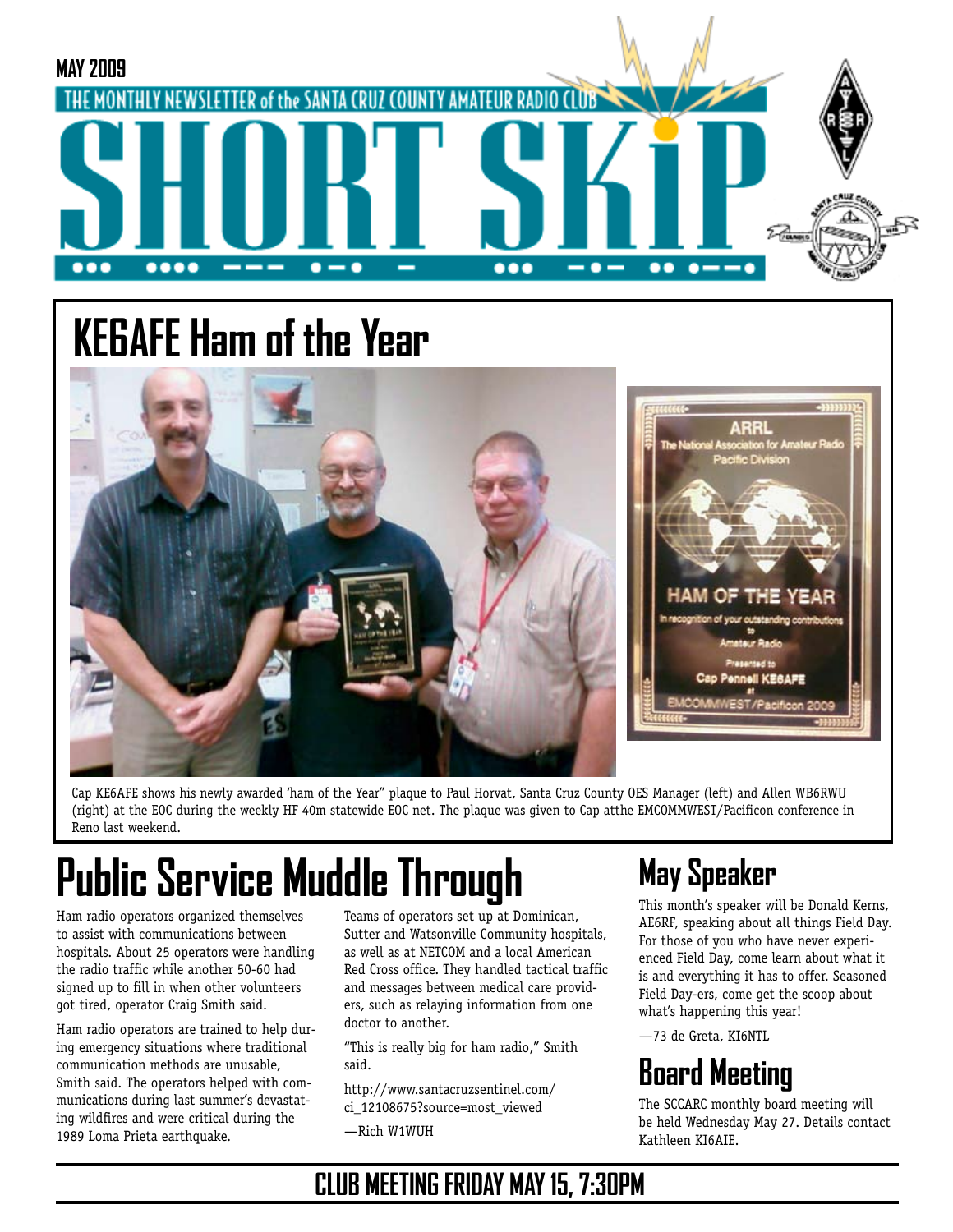MAY 2009

THE MONTHLY NEWSLETTER of the SANTA CRUZ COUNTY AMATEUR RADIO CLUB

# SHORT SKiP

## KE6AFE Ham of the Year

Cap KE6AFE shows his newly awarded 'ham of the Year" plaque to Paul Horvat, Santa Cruz County OES Manager (left) and Allen WB6RWU (right) at the EOC during the weekly HF 40m statewide EOC net. The plaque was given to Cap atthe EMCOMMWEST/Pacificon conference in Reno last weekend.

## Public Service Muddle Through

Ham radio operators organized themselves to assist with communications between hospitals. About 25 operators were handling the radio traffic while another 50-60 had signed up to fill in when other volunteers got tired, operator Craig Smith said.

Ham radio operators are trained to help during emergency situations where traditional communication methods are unusable, Smith said. The operators helped with communications during last summer's devastating wildfires and were critical during the 1989 Loma Prieta earthquake.

Teams of operators set up at Dominican, Sutter and Watsonville Community hospitals, as well as at NETCOM and a local American Red Cross office. They handled tactical traffic and messages between medical care providers, such as relaying information from one doctor to another.

"This is really big for ham radio," Smith said.

http://www.santacruzsentinel.com/ci_12108675?source=most_viewed

—Rich W1WUH

## May Speaker

This month's speaker will be Donald Kerns, AE6RF, speaking about all things Field Day. For those of you who have never experienced Field Day, come learn about what it is and everything it has to offer. Seasoned Field Day-ers, come get the scoop about what's happening this year!

—73 de Greta, KI6NTL

## Board Meeting

The SCCARC monthly board meeting will be held Wednesday May 27. Details contact Kathleen KI6AIE.

**CLUB MEETING FRIDAY MAY 15, 7:30PM**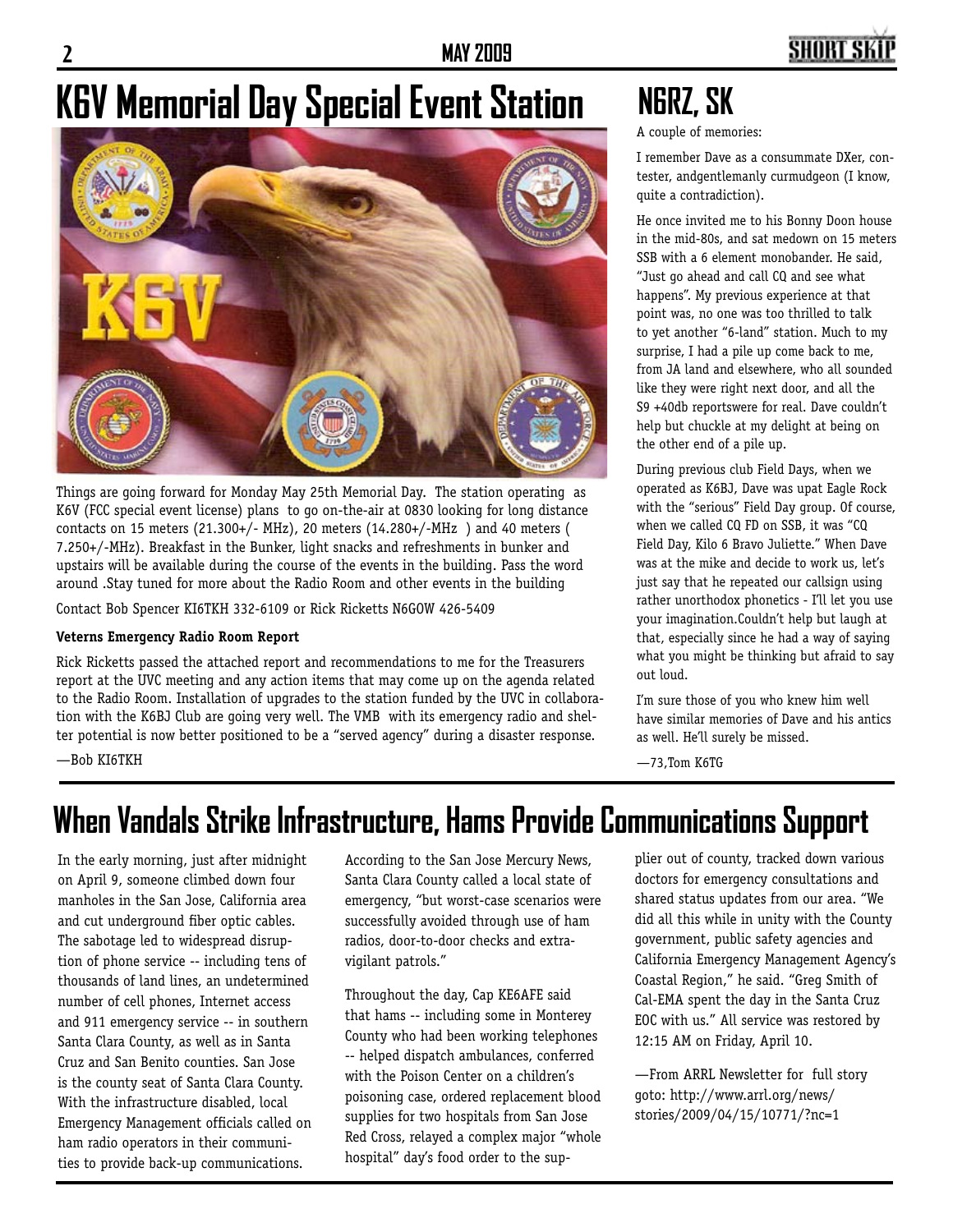# K6V Memorial Day Special Event Station

Things are going forward for Monday May 25th Memorial Day. The station operating as K6V (FCC special event license) plans to go on-the-air at 0830 looking for long distance contacts on 15 meters (21.300+/- MHz), 20 meters (14.280+/-MHz ) and 40 meters ( 7.250+/-MHz). Breakfast in the Bunker, light snacks and refreshments in bunker and upstairs will be available during the course of the events in the building. Pass the word around .Stay tuned for more about the Radio Room and other events in the building

Contact Bob Spencer KI6TKH 332-6109 or Rick Ricketts N6GOW 426-5409

**Veterns Emergency Radio Room Report**

Rick Ricketts passed the attached report and recommendations to me for the Treasurers report at the UVC meeting and any action items that may come up on the agenda related to the Radio Room. Installation of upgrades to the station funded by the UVC in collaboration with the K6BJ Club are going very well. The VMB with its emergency radio and shelter potential is now better positioned to be a "served agency" during a disaster response.

—Bob KI6TKH

# N6RZ, SK

A couple of memories:

I remember Dave as a consummate DXer, contester, andgentlemanly curmudgeon (I know, quite a contradiction).

He once invited me to his Bonny Doon house in the mid-80s, and sat medown on 15 meters SSB with a 6 element monobander. He said, "Just go ahead and call CQ and see what happens". My previous experience at that point was, no one was too thrilled to talk to yet another "6-land" station. Much to my surprise, I had a pile up come back to me, from JA land and elsewhere, who all sounded like they were right next door, and all the S9 +40db reportswere for real. Dave couldn't help but chuckle at my delight at being on the other end of a pile up.

During previous club Field Days, when we operated as K6BJ, Dave was upat Eagle Rock with the "serious" Field Day group. Of course, when we called CQ FD on SSB, it was "CQ Field Day, Kilo 6 Bravo Juliette." When Dave was at the mike and decide to work us, let's just say that he repeated our callsign using rather unorthodox phonetics - I'll let you use your imagination.Couldn't help but laugh at that, especially since he had a way of saying what you might be thinking but afraid to say out loud.

I'm sure those of you who knew him well have similar memories of Dave and his antics as well. He'll surely be missed.

—73,Tom K6TG

# When Vandals Strike Infrastructure, Hams Provide Communications Support

In the early morning, just after midnight on April 9, someone climbed down four manholes in the San Jose, California area and cut underground fiber optic cables. The sabotage led to widespread disruption of phone service -- including tens of thousands of land lines, an undetermined number of cell phones, Internet access and 911 emergency service -- in southern Santa Clara County, as well as in Santa Cruz and San Benito counties. San Jose is the county seat of Santa Clara County. With the infrastructure disabled, local Emergency Management officials called on ham radio operators in their communities to provide back-up communications.

According to the San Jose Mercury News, Santa Clara County called a local state of emergency, "but worst-case scenarios were successfully avoided through use of ham radios, door-to-door checks and extra-vigilant patrols."

Throughout the day, Cap KE6AFE said that hams -- including some in Monterey County who had been working telephones -- helped dispatch ambulances, conferred with the Poison Center on a children's poisoning case, ordered replacement blood supplies for two hospitals from San Jose Red Cross, relayed a complex major "whole hospital" day's food order to the supplier out of county, tracked down various doctors for emergency consultations and shared status updates from our area. "We did all this while in unity with the County government, public safety agencies and California Emergency Management Agency's Coastal Region," he said. "Greg Smith of Cal-EMA spent the day in the Santa Cruz EOC with us." All service was restored by 12:15 AM on Friday, April 10.

—From ARRL Newsletter for full story goto: http://www.arrl.org/news/stories/2009/04/15/10771/?nc=1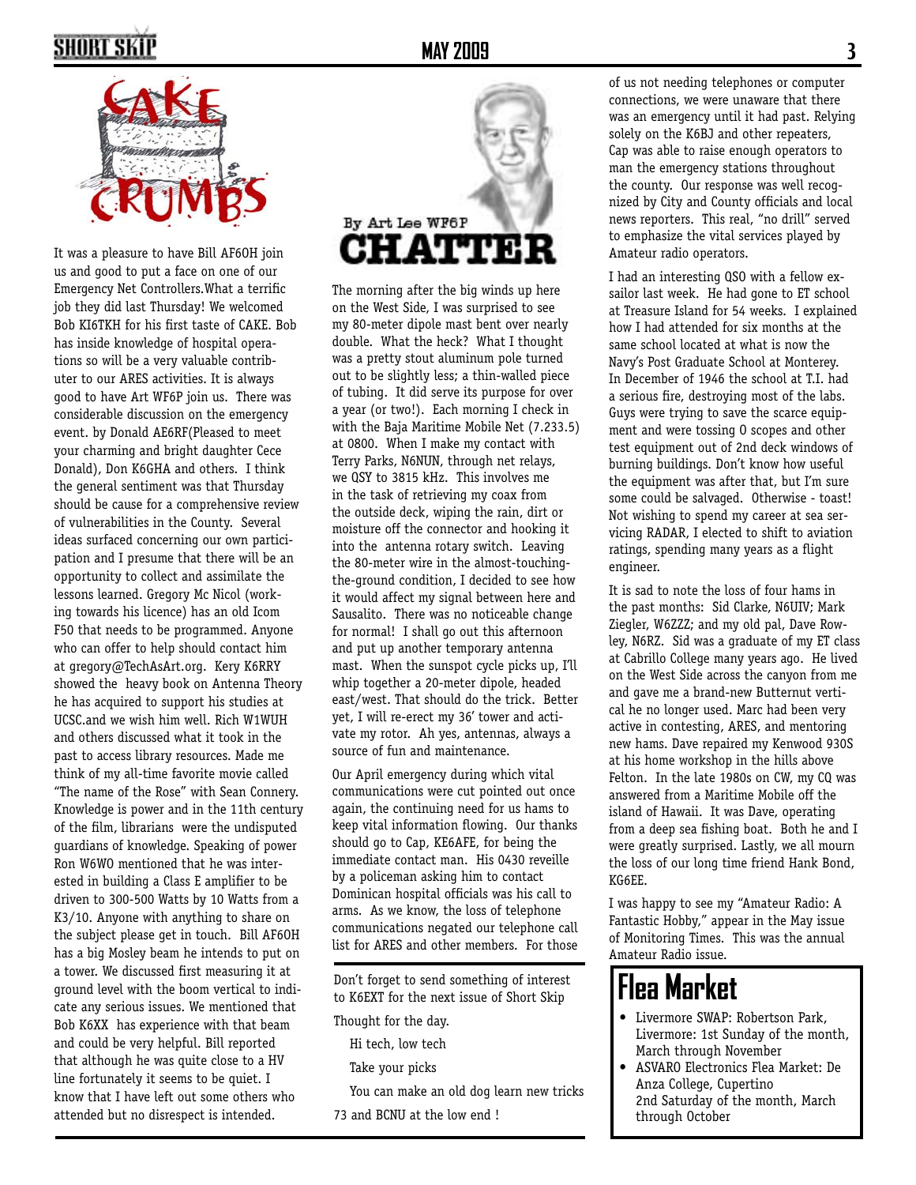# CAKE CRUMBS

It was a pleasure to have Bill AF6OH join us and good to put a face on one of our Emergency Net Controllers.What a terrific job they did last Thursday! We welcomed Bob KI6TKH for his first taste of CAKE. Bob has inside knowledge of hospital operations so will be a very valuable contributer to our ARES activities. It is always good to have Art WF6P join us. There was considerable discussion on the emergency event. by Donald AE6RF(Pleased to meet your charming and bright daughter Cece Donald), Don K6GHA and others. I think the general sentiment was that Thursday should be cause for a comprehensive review of vulnerabilities in the County. Several ideas surfaced concerning our own participation and I presume that there will be an opportunity to collect and assimilate the lessons learned. Gregory Mc Nicol (working towards his licence) has an old Icom F50 that needs to be programmed. Anyone who can offer to help should contact him at gregory@TechAsArt.org. Kery K6RRY showed the heavy book on Antenna Theory he has acquired to support his studies at UCSC.and we wish him well. Rich W1WUH and others discussed what it took in the past to access library resources. Made me think of my all-time favorite movie called "The name of the Rose" with Sean Connery. Knowledge is power and in the 11th century of the film, librarians were the undisputed guardians of knowledge. Speaking of power Ron W6WO mentioned that he was interested in building a Class E amplifier to be driven to 300-500 Watts by 10 Watts from a K3/10. Anyone with anything to share on the subject please get in touch. Bill AF6OH has a big Mosley beam he intends to put on a tower. We discussed first measuring it at ground level with the boom vertical to indicate any serious issues. We mentioned that Bob K6XX has experience with that beam and could be very helpful. Bill reported that although he was quite close to a HV line fortunately it seems to be quiet. I know that I have left out some others who attended but no disrespect is intended.

# CHATTER

By Art Lee WF6P

The morning after the big winds up here on the West Side, I was surprised to see my 80-meter dipole mast bent over nearly double. What the heck? What I thought was a pretty stout aluminum pole turned out to be slightly less; a thin-walled piece of tubing. It did serve its purpose for over a year (or two!). Each morning I check in with the Baja Maritime Mobile Net (7.233.5) at 0800. When I make my contact with Terry Parks, N6NUN, through net relays, we QSY to 3815 kHz. This involves me in the task of retrieving my coax from the outside deck, wiping the rain, dirt or moisture off the connector and hooking it into the antenna rotary switch. Leaving the 80-meter wire in the almost-touching-the-ground condition, I decided to see how it would affect my signal between here and Sausalito. There was no noticeable change for normal! I shall go out this afternoon and put up another temporary antenna mast. When the sunspot cycle picks up, I'll whip together a 20-meter dipole, headed east/west. That should do the trick. Better yet, I will re-erect my 36' tower and activate my rotor. Ah yes, antennas, always a source of fun and maintenance.

Our April emergency during which vital communications were cut pointed out once again, the continuing need for us hams to keep vital information flowing. Our thanks should go to Cap, KE6AFE, for being the immediate contact man. His 0430 reveille by a policeman asking him to contact Dominican hospital officials was his call to arms. As we know, the loss of telephone communications negated our telephone call list for ARES and other members. For those of us not needing telephones or computer connections, we were unaware that there was an emergency until it had past. Relying solely on the K6BJ and other repeaters, Cap was able to raise enough operators to man the emergency stations throughout the county. Our response was well recognized by City and County officials and local news reporters. This real, "no drill" served to emphasize the vital services played by Amateur radio operators.

I had an interesting QSO with a fellow ex-sailor last week. He had gone to ET school at Treasure Island for 54 weeks. I explained how I had attended for six months at the same school located at what is now the Navy's Post Graduate School at Monterey. In December of 1946 the school at T.I. had a serious fire, destroying most of the labs. Guys were trying to save the scarce equipment and were tossing O scopes and other test equipment out of 2nd deck windows of burning buildings. Don't know how useful the equipment was after that, but I'm sure some could be salvaged. Otherwise - toast! Not wishing to spend my career at sea servicing RADAR, I elected to shift to aviation ratings, spending many years as a flight engineer.

It is sad to note the loss of four hams in the past months: Sid Clarke, N6UIV; Mark Ziegler, W6ZZZ; and my old pal, Dave Rowley, N6RZ. Sid was a graduate of my ET class at Cabrillo College many years ago. He lived on the West Side across the canyon from me and gave me a brand-new Butternut vertical he no longer used. Marc had been very active in contesting, ARES, and mentoring new hams. Dave repaired my Kenwood 930S at his home workshop in the hills above Felton. In the late 1980s on CW, my CQ was answered from a Maritime Mobile off the island of Hawaii. It was Dave, operating from a deep sea fishing boat. Both he and I were greatly surprised. Lastly, we all mourn the loss of our long time friend Hank Bond, KG6EE.

I was happy to see my "Amateur Radio: A Fantastic Hobby," appear in the May issue of Monitoring Times. This was the annual Amateur Radio issue.

---

Don't forget to send something of interest to K6EXT for the next issue of Short Skip

Thought for the day.

Hi tech, low tech

Take your picks

You can make an old dog learn new tricks

73 and BCNU at the low end !

# Flea Market

- Livermore SWAP: Robertson Park, Livermore: 1st Sunday of the month, March through November
- ASVARO Electronics Flea Market: De Anza College, Cupertino 2nd Saturday of the month, March through October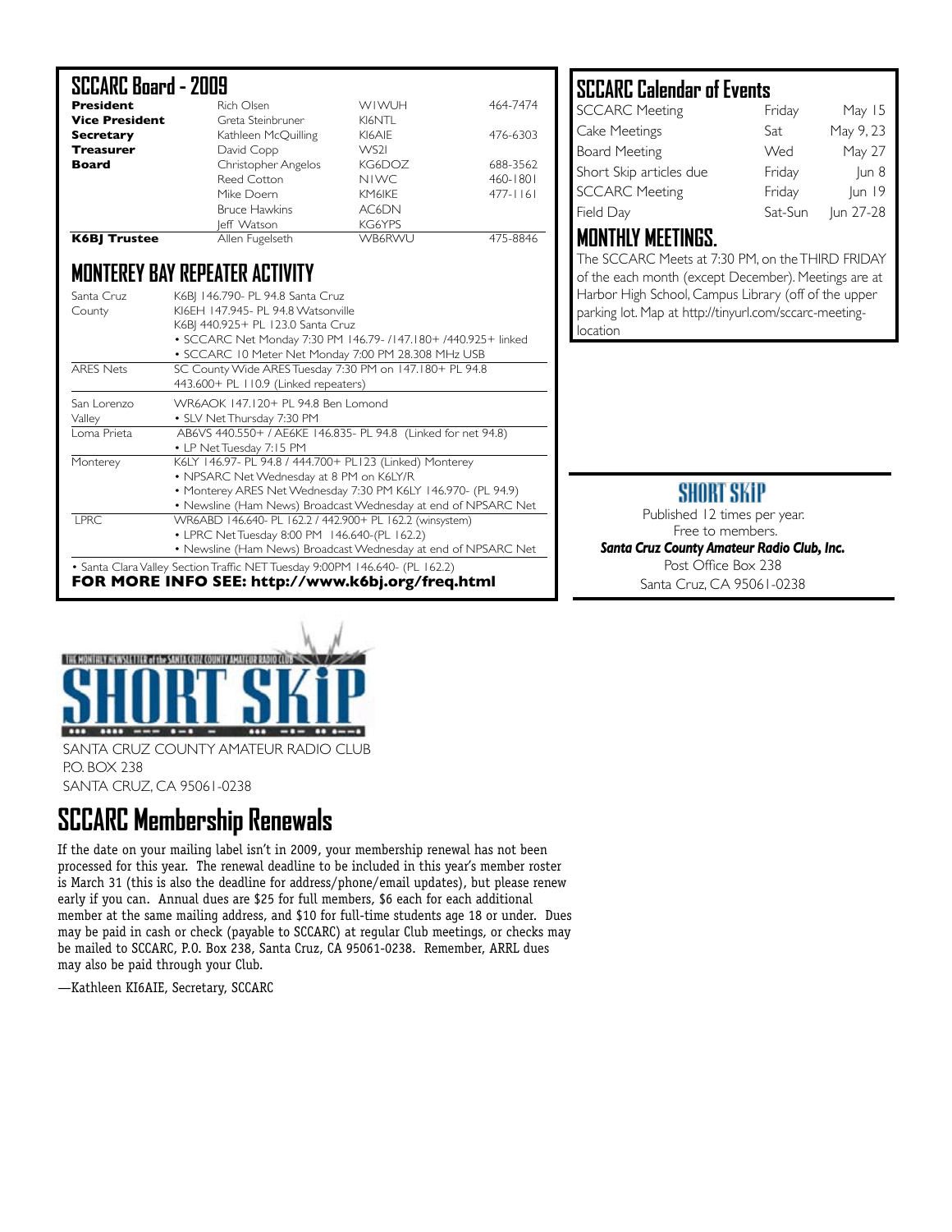## SCCARC Board - 2009

| | | | |
|---|---|---|---|
| **President** | Rich Olsen | W1WUH | 464-7474 |
| **Vice President** | Greta Steinbruner | KI6NTL | |
| **Secretary** | Kathleen McQuilling | KI6AIE | 476-6303 |
| **Treasurer** | David Copp | WS2I | |
| **Board** | Christopher Angelos | KG6DOZ | 688-3562 |
| | Reed Cotton | N1WC | 460-1801 |
| | Mike Doern | KM6IKE | 477-1161 |
| | Bruce Hawkins | AC6DN | |
| | Jeff Watson | KG6YPS | |
| **K6BJ Trustee** | Allen Fugelseth | WB6RWU | 475-8846 |

## MONTEREY BAY REPEATER ACTIVITY

| | |
|---|---|
| Santa Cruz County | K6BJ 146.790- PL 94.8 Santa Cruz<br>KI6EH 147.945- PL 94.8 Watsonville<br>K6BJ 440.925+ PL 123.0 Santa Cruz<br>• SCCARC Net Monday 7:30 PM 146.79- /147.180+ /440.925+ linked<br>• SCCARC 10 Meter Net Monday 7:00 PM 28.308 MHz USB |
| ARES Nets | SC County Wide ARES Tuesday 7:30 PM on 147.180+ PL 94.8<br>443.600+ PL 110.9 (Linked repeaters) |
| San Lorenzo Valley | WR6AOK 147.120+ PL 94.8 Ben Lomond<br>• SLV Net Thursday 7:30 PM |
| Loma Prieta | AB6VS 440.550+ / AE6KE 146.835- PL 94.8 (Linked for net 94.8)<br>• LP Net Tuesday 7:15 PM |
| Monterey | K6LY 146.97- PL 94.8 / 444.700+ PL123 (Linked) Monterey<br>• NPSARC Net Wednesday at 8 PM on K6LY/R<br>• Monterey ARES Net Wednesday 7:30 PM K6LY 146.970- (PL 94.9)<br>• Newsline (Ham News) Broadcast Wednesday at end of NPSARC Net |
| LPRC | WR6ABD 146.640- PL 162.2 / 442.900+ PL 162.2 (winsystem)<br>• LPRC Net Tuesday 8:00 PM 146.640-(PL 162.2)<br>• Newsline (Ham News) Broadcast Wednesday at end of NPSARC Net |

• Santa Clara Valley Section Traffic NET Tuesday 9:00PM 146.640- (PL 162.2)

**FOR MORE INFO SEE: http://www.k6bj.org/freq.html**

## SCCARC Calendar of Events

| | | |
|---|---|---|
| SCCARC Meeting | Friday | May 15 |
| Cake Meetings | Sat | May 9, 23 |
| Board Meeting | Wed | May 27 |
| Short Skip articles due | Friday | Jun 8 |
| SCCARC Meeting | Friday | Jun 19 |
| Field Day | Sat-Sun | Jun 27-28 |

## MONTHLY MEETINGS.

The SCCARC Meets at 7:30 PM, on the THIRD FRIDAY of the each month (except December). Meetings are at Harbor High School, Campus Library (off of the upper parking lot. Map at http://tinyurl.com/sccarc-meeting-location

### SHORT SKiP

Published 12 times per year.
Free to members.
***Santa Cruz County Amateur Radio Club, Inc.***
Post Office Box 238
Santa Cruz, CA 95061-0238

THE MONTHLY NEWSLETTER of the SANTA CRUZ COUNTY AMATEUR RADIO CLUB

SHORT SKiP

SANTA CRUZ COUNTY AMATEUR RADIO CLUB
P.O. BOX 238
SANTA CRUZ, CA 95061-0238

## SCCARC Membership Renewals

If the date on your mailing label isn't in 2009, your membership renewal has not been processed for this year. The renewal deadline to be included in this year's member roster is March 31 (this is also the deadline for address/phone/email updates), but please renew early if you can. Annual dues are $25 for full members, $6 each for each additional member at the same mailing address, and $10 for full-time students age 18 or under. Dues may be paid in cash or check (payable to SCCARC) at regular Club meetings, or checks may be mailed to SCCARC, P.O. Box 238, Santa Cruz, CA 95061-0238. Remember, ARRL dues may also be paid through your Club.

—Kathleen KI6AIE, Secretary, SCCARC